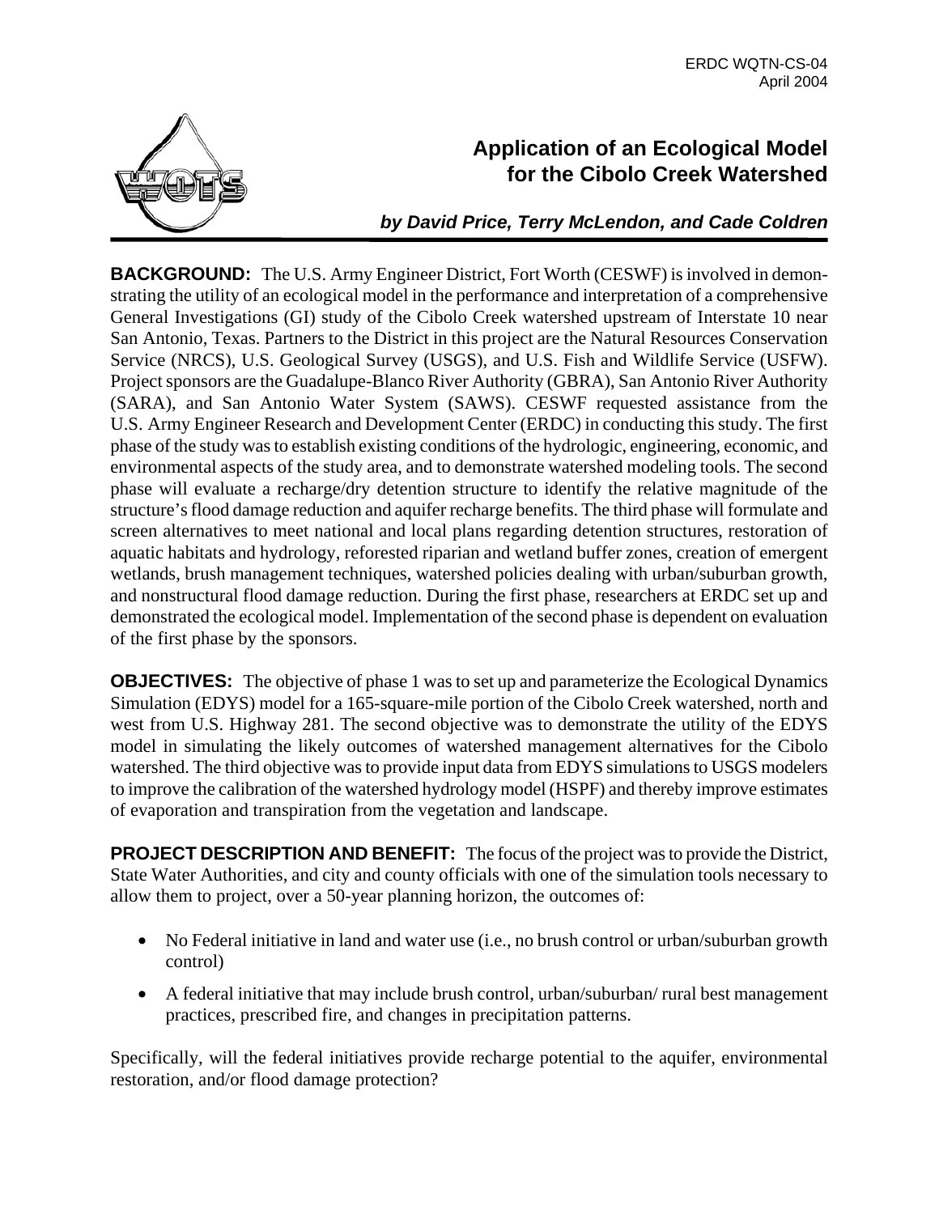ERDC WQTN-CS-04
April 2004

# Application of an Ecological Model for the Cibolo Creek Watershed

***by David Price, Terry McLendon, and Cade Coldren***

**BACKGROUND:** The U.S. Army Engineer District, Fort Worth (CESWF) is involved in demonstrating the utility of an ecological model in the performance and interpretation of a comprehensive General Investigations (GI) study of the Cibolo Creek watershed upstream of Interstate 10 near San Antonio, Texas. Partners to the District in this project are the Natural Resources Conservation Service (NRCS), U.S. Geological Survey (USGS), and U.S. Fish and Wildlife Service (USFW). Project sponsors are the Guadalupe-Blanco River Authority (GBRA), San Antonio River Authority (SARA), and San Antonio Water System (SAWS). CESWF requested assistance from the U.S. Army Engineer Research and Development Center (ERDC) in conducting this study. The first phase of the study was to establish existing conditions of the hydrologic, engineering, economic, and environmental aspects of the study area, and to demonstrate watershed modeling tools. The second phase will evaluate a recharge/dry detention structure to identify the relative magnitude of the structure's flood damage reduction and aquifer recharge benefits. The third phase will formulate and screen alternatives to meet national and local plans regarding detention structures, restoration of aquatic habitats and hydrology, reforested riparian and wetland buffer zones, creation of emergent wetlands, brush management techniques, watershed policies dealing with urban/suburban growth, and nonstructural flood damage reduction. During the first phase, researchers at ERDC set up and demonstrated the ecological model. Implementation of the second phase is dependent on evaluation of the first phase by the sponsors.

**OBJECTIVES:** The objective of phase 1 was to set up and parameterize the Ecological Dynamics Simulation (EDYS) model for a 165-square-mile portion of the Cibolo Creek watershed, north and west from U.S. Highway 281. The second objective was to demonstrate the utility of the EDYS model in simulating the likely outcomes of watershed management alternatives for the Cibolo watershed. The third objective was to provide input data from EDYS simulations to USGS modelers to improve the calibration of the watershed hydrology model (HSPF) and thereby improve estimates of evaporation and transpiration from the vegetation and landscape.

**PROJECT DESCRIPTION AND BENEFIT:** The focus of the project was to provide the District, State Water Authorities, and city and county officials with one of the simulation tools necessary to allow them to project, over a 50-year planning horizon, the outcomes of:

- No Federal initiative in land and water use (i.e., no brush control or urban/suburban growth control)
- A federal initiative that may include brush control, urban/suburban/ rural best management practices, prescribed fire, and changes in precipitation patterns.

Specifically, will the federal initiatives provide recharge potential to the aquifer, environmental restoration, and/or flood damage protection?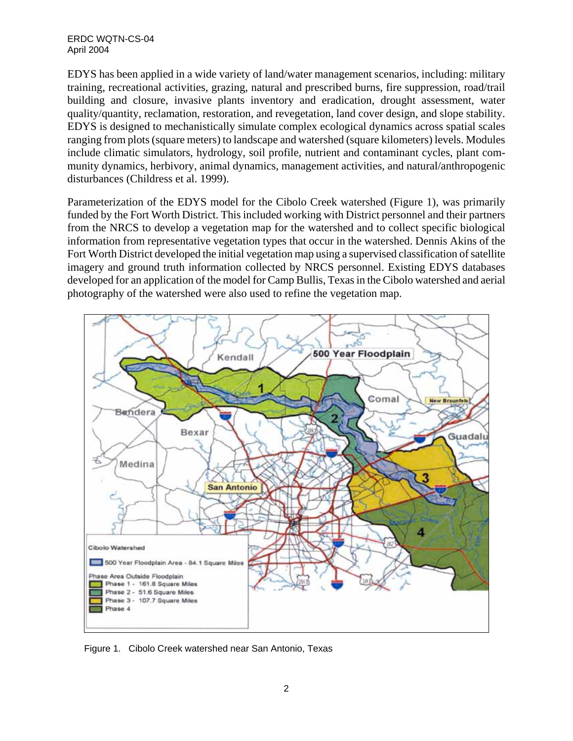EDYS has been applied in a wide variety of land/water management scenarios, including: military training, recreational activities, grazing, natural and prescribed burns, fire suppression, road/trail building and closure, invasive plants inventory and eradication, drought assessment, water quality/quantity, reclamation, restoration, and revegetation, land cover design, and slope stability. EDYS is designed to mechanistically simulate complex ecological dynamics across spatial scales ranging from plots (square meters) to landscape and watershed (square kilometers) levels. Modules include climatic simulators, hydrology, soil profile, nutrient and contaminant cycles, plant community dynamics, herbivory, animal dynamics, management activities, and natural/anthropogenic disturbances (Childress et al. 1999).

Parameterization of the EDYS model for the Cibolo Creek watershed (Figure 1), was primarily funded by the Fort Worth District. This included working with District personnel and their partners from the NRCS to develop a vegetation map for the watershed and to collect specific biological information from representative vegetation types that occur in the watershed. Dennis Akins of the Fort Worth District developed the initial vegetation map using a supervised classification of satellite imagery and ground truth information collected by NRCS personnel. Existing EDYS databases developed for an application of the model for Camp Bullis, Texas in the Cibolo watershed and aerial photography of the watershed were also used to refine the vegetation map.

Figure 1. Cibolo Creek watershed near San Antonio, Texas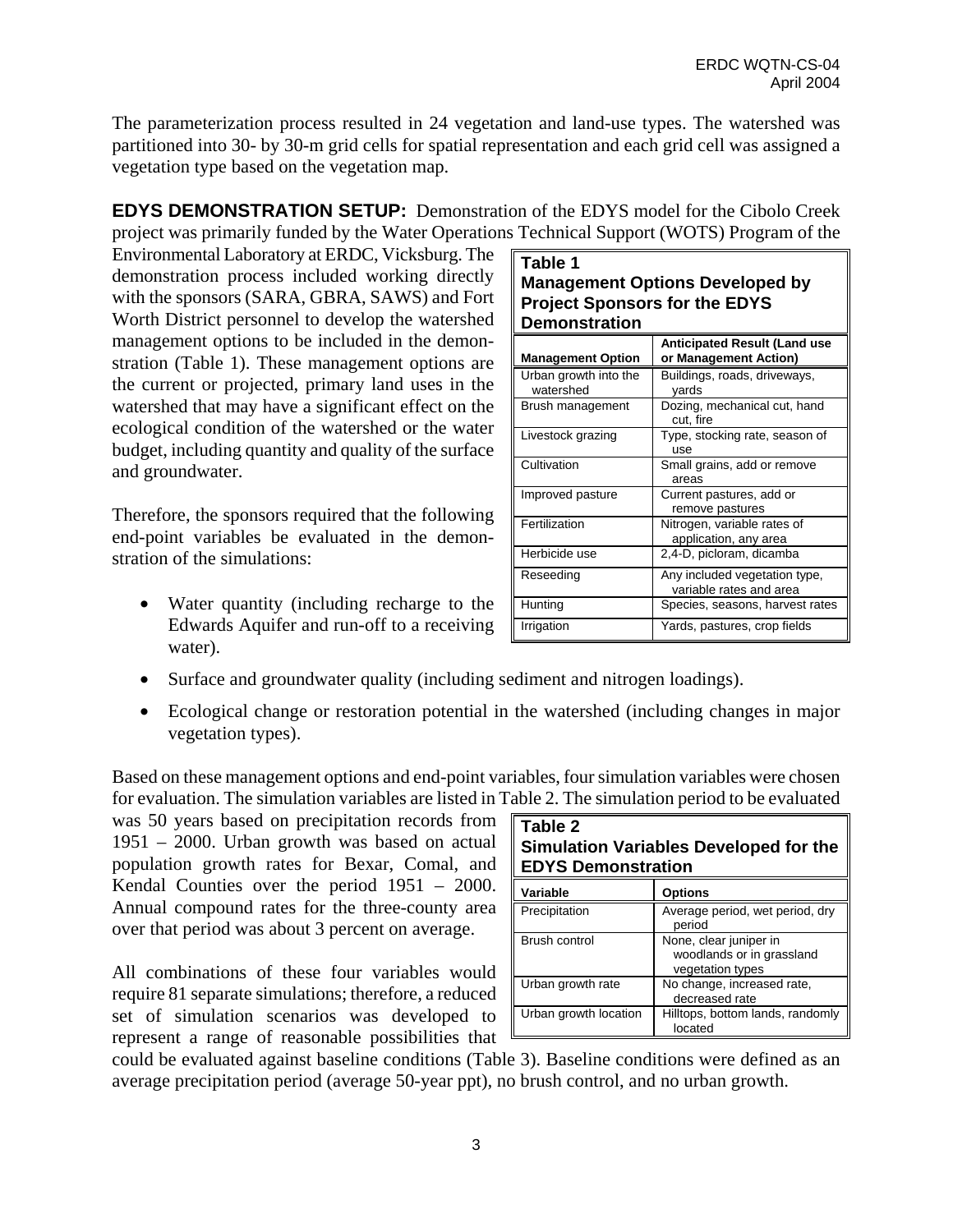The parameterization process resulted in 24 vegetation and land-use types. The watershed was partitioned into 30- by 30-m grid cells for spatial representation and each grid cell was assigned a vegetation type based on the vegetation map.

**EDYS DEMONSTRATION SETUP:** Demonstration of the EDYS model for the Cibolo Creek project was primarily funded by the Water Operations Technical Support (WOTS) Program of the Environmental Laboratory at ERDC, Vicksburg. The demonstration process included working directly with the sponsors (SARA, GBRA, SAWS) and Fort Worth District personnel to develop the watershed management options to be included in the demonstration (Table 1). These management options are the current or projected, primary land uses in the watershed that may have a significant effect on the ecological condition of the watershed or the water budget, including quantity and quality of the surface and groundwater.

**Table 1**
**Management Options Developed by Project Sponsors for the EDYS Demonstration**

| Management Option | Anticipated Result (Land use or Management Action) |
|---|---|
| Urban growth into the watershed | Buildings, roads, driveways, yards |
| Brush management | Dozing, mechanical cut, hand cut, fire |
| Livestock grazing | Type, stocking rate, season of use |
| Cultivation | Small grains, add or remove areas |
| Improved pasture | Current pastures, add or remove pastures |
| Fertilization | Nitrogen, variable rates of application, any area |
| Herbicide use | 2,4-D, picloram, dicamba |
| Reseeding | Any included vegetation type, variable rates and area |
| Hunting | Species, seasons, harvest rates |
| Irrigation | Yards, pastures, crop fields |

Therefore, the sponsors required that the following end-point variables be evaluated in the demonstration of the simulations:

- Water quantity (including recharge to the Edwards Aquifer and run-off to a receiving water).
- Surface and groundwater quality (including sediment and nitrogen loadings).
- Ecological change or restoration potential in the watershed (including changes in major vegetation types).

Based on these management options and end-point variables, four simulation variables were chosen for evaluation. The simulation variables are listed in Table 2. The simulation period to be evaluated was 50 years based on precipitation records from 1951 – 2000. Urban growth was based on actual population growth rates for Bexar, Comal, and Kendal Counties over the period 1951 – 2000. Annual compound rates for the three-county area over that period was about 3 percent on average.

**Table 2**
**Simulation Variables Developed for the EDYS Demonstration**

| Variable | Options |
|---|---|
| Precipitation | Average period, wet period, dry period |
| Brush control | None, clear juniper in woodlands or in grassland vegetation types |
| Urban growth rate | No change, increased rate, decreased rate |
| Urban growth location | Hilltops, bottom lands, randomly located |

All combinations of these four variables would require 81 separate simulations; therefore, a reduced set of simulation scenarios was developed to represent a range of reasonable possibilities that could be evaluated against baseline conditions (Table 3). Baseline conditions were defined as an average precipitation period (average 50-year ppt), no brush control, and no urban growth.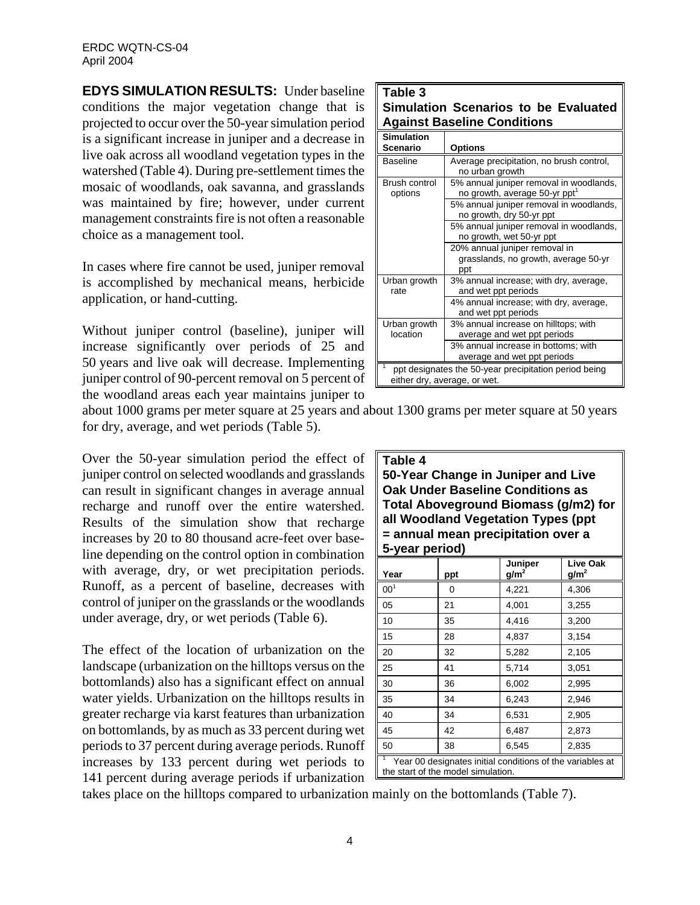**EDYS SIMULATION RESULTS:** Under baseline conditions the major vegetation change that is projected to occur over the 50-year simulation period is a significant increase in juniper and a decrease in live oak across all woodland vegetation types in the watershed (Table 4). During pre-settlement times the mosaic of woodlands, oak savanna, and grasslands was maintained by fire; however, under current management constraints fire is not often a reasonable choice as a management tool.

In cases where fire cannot be used, juniper removal is accomplished by mechanical means, herbicide application, or hand-cutting.

Without juniper control (baseline), juniper will increase significantly over periods of 25 and 50 years and live oak will decrease. Implementing juniper control of 90-percent removal on 5 percent of the woodland areas each year maintains juniper to about 1000 grams per meter square at 25 years and about 1300 grams per meter square at 50 years for dry, average, and wet periods (Table 5).

**Table 3**
**Simulation Scenarios to be Evaluated Against Baseline Conditions**

| Simulation Scenario | Options |
|---|---|
| Baseline | Average precipitation, no brush control, no urban growth |
| Brush control options | 5% annual juniper removal in woodlands, no growth, average 50-yr ppt[1] |
| | 5% annual juniper removal in woodlands, no growth, dry 50-yr ppt |
| | 5% annual juniper removal in woodlands, no growth, wet 50-yr ppt |
| | 20% annual juniper removal in grasslands, no growth, average 50-yr ppt |
| Urban growth rate | 3% annual increase; with dry, average, and wet ppt periods |
| | 4% annual increase; with dry, average, and wet ppt periods |
| Urban growth location | 3% annual increase on hilltops; with average and wet ppt periods |
| | 3% annual increase in bottoms; with average and wet ppt periods |

[1] ppt designates the 50-year precipitation period being either dry, average, or wet.

Over the 50-year simulation period the effect of juniper control on selected woodlands and grasslands can result in significant changes in average annual recharge and runoff over the entire watershed. Results of the simulation show that recharge increases by 20 to 80 thousand acre-feet over baseline depending on the control option in combination with average, dry, or wet precipitation periods. Runoff, as a percent of baseline, decreases with control of juniper on the grasslands or the woodlands under average, dry, or wet periods (Table 6).

The effect of the location of urbanization on the landscape (urbanization on the hilltops versus on the bottomlands) also has a significant effect on annual water yields. Urbanization on the hilltops results in greater recharge via karst features than urbanization on bottomlands, by as much as 33 percent during wet periods to 37 percent during average periods. Runoff increases by 133 percent during wet periods to 141 percent during average periods if urbanization takes place on the hilltops compared to urbanization mainly on the bottomlands (Table 7).

**Table 4**
**50-Year Change in Juniper and Live Oak Under Baseline Conditions as Total Aboveground Biomass (g/m2) for all Woodland Vegetation Types (ppt = annual mean precipitation over a 5-year period)**

| Year | ppt | Juniper $g/m^2$ | Live Oak $g/m^2$ |
|---|---|---|---|
| 00[1] | 0 | 4,221 | 4,306 |
| 05 | 21 | 4,001 | 3,255 |
| 10 | 35 | 4,416 | 3,200 |
| 15 | 28 | 4,837 | 3,154 |
| 20 | 32 | 5,282 | 2,105 |
| 25 | 41 | 5,714 | 3,051 |
| 30 | 36 | 6,002 | 2,995 |
| 35 | 34 | 6,243 | 2,946 |
| 40 | 34 | 6,531 | 2,905 |
| 45 | 42 | 6,487 | 2,873 |
| 50 | 38 | 6,545 | 2,835 |

[1] Year 00 designates initial conditions of the variables at the start of the model simulation.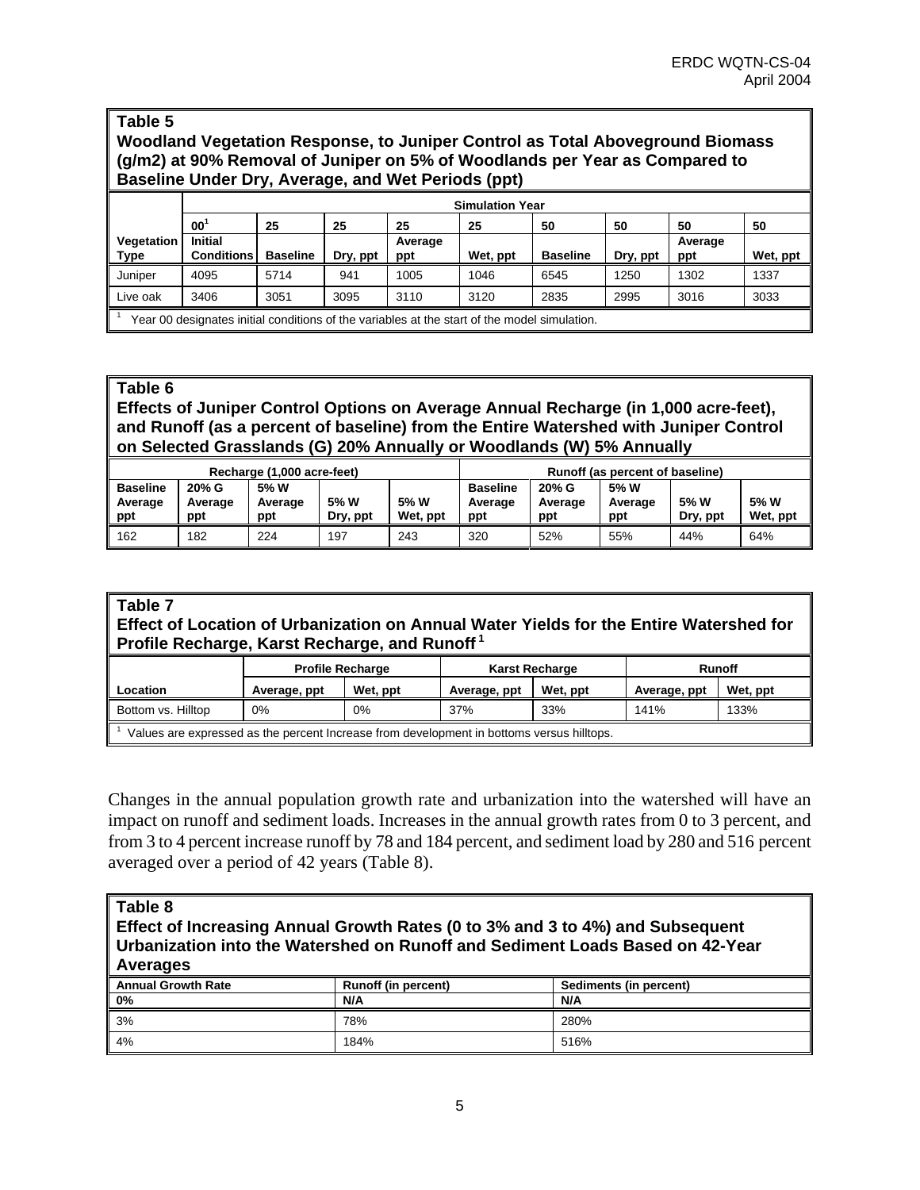**Table 5**
**Woodland Vegetation Response, to Juniper Control as Total Aboveground Biomass (g/m2) at 90% Removal of Juniper on 5% of Woodlands per Year as Compared to Baseline Under Dry, Average, and Wet Periods (ppt)**

| | Simulation Year | | | | | | | | |
|---|---|---|---|---|---|---|---|---|---|
| | 00[1] | 25 | 25 | 25 | 25 | 50 | 50 | 50 | 50 |
| Vegetation Type | Initial Conditions | Baseline | Dry, ppt | Average ppt | Wet, ppt | Baseline | Dry, ppt | Average ppt | Wet, ppt |
| Juniper | 4095 | 5714 | 941 | 1005 | 1046 | 6545 | 1250 | 1302 | 1337 |
| Live oak | 3406 | 3051 | 3095 | 3110 | 3120 | 2835 | 2995 | 3016 | 3033 |

[1] Year 00 designates initial conditions of the variables at the start of the model simulation.

**Table 6**
**Effects of Juniper Control Options on Average Annual Recharge (in 1,000 acre-feet), and Runoff (as a percent of baseline) from the Entire Watershed with Juniper Control on Selected Grasslands (G) 20% Annually or Woodlands (W) 5% Annually**

| Recharge (1,000 acre-feet) | | | | | Runoff (as percent of baseline) | | | | |
|---|---|---|---|---|---|---|---|---|---|
| Baseline Average ppt | 20% G Average ppt | 5% W Average ppt | 5% W Dry, ppt | 5% W Wet, ppt | Baseline Average ppt | 20% G Average ppt | 5% W Average ppt | 5% W Dry, ppt | 5% W Wet, ppt |
| 162 | 182 | 224 | 197 | 243 | 320 | 52% | 55% | 44% | 64% |

**Table 7**
**Effect of Location of Urbanization on Annual Water Yields for the Entire Watershed for Profile Recharge, Karst Recharge, and Runoff[1]**

| | Profile Recharge | | Karst Recharge | | Runoff | |
|---|---|---|---|---|---|---|
| Location | Average, ppt | Wet, ppt | Average, ppt | Wet, ppt | Average, ppt | Wet, ppt |
| Bottom vs. Hilltop | 0% | 0% | 37% | 33% | 141% | 133% |

[1] Values are expressed as the percent Increase from development in bottoms versus hilltops.

Changes in the annual population growth rate and urbanization into the watershed will have an impact on runoff and sediment loads. Increases in the annual growth rates from 0 to 3 percent, and from 3 to 4 percent increase runoff by 78 and 184 percent, and sediment load by 280 and 516 percent averaged over a period of 42 years (Table 8).

**Table 8**
**Effect of Increasing Annual Growth Rates (0 to 3% and 3 to 4%) and Subsequent Urbanization into the Watershed on Runoff and Sediment Loads Based on 42-Year Averages**

| Annual Growth Rate | Runoff (in percent) | Sediments (in percent) |
|---|---|---|
| **0%** | **N/A** | **N/A** |
| 3% | 78% | 280% |
| 4% | 184% | 516% |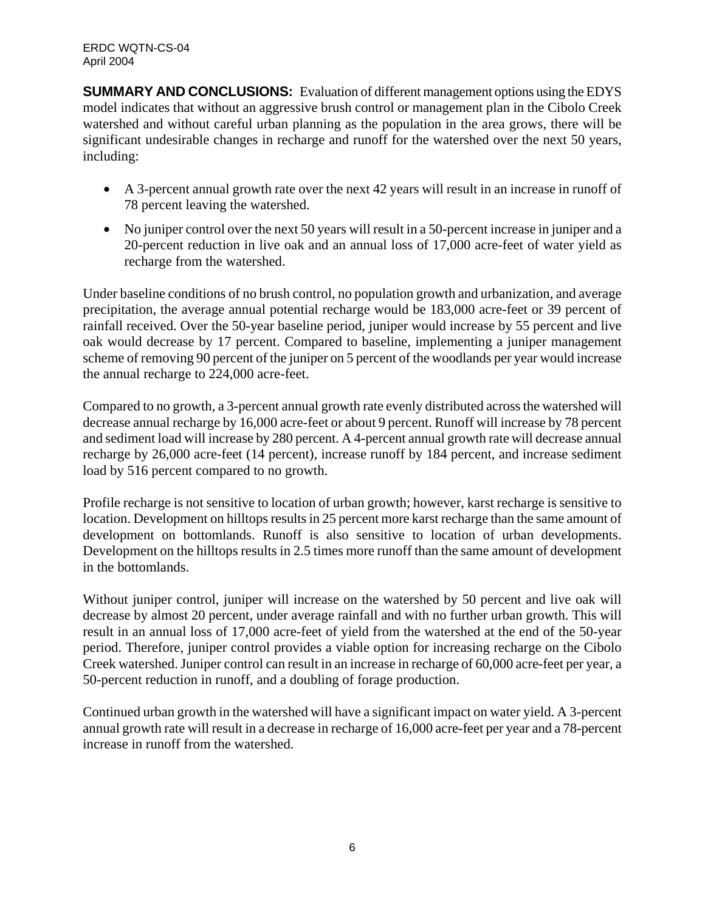**SUMMARY AND CONCLUSIONS:** Evaluation of different management options using the EDYS model indicates that without an aggressive brush control or management plan in the Cibolo Creek watershed and without careful urban planning as the population in the area grows, there will be significant undesirable changes in recharge and runoff for the watershed over the next 50 years, including:

- A 3-percent annual growth rate over the next 42 years will result in an increase in runoff of 78 percent leaving the watershed.
- No juniper control over the next 50 years will result in a 50-percent increase in juniper and a 20-percent reduction in live oak and an annual loss of 17,000 acre-feet of water yield as recharge from the watershed.

Under baseline conditions of no brush control, no population growth and urbanization, and average precipitation, the average annual potential recharge would be 183,000 acre-feet or 39 percent of rainfall received. Over the 50-year baseline period, juniper would increase by 55 percent and live oak would decrease by 17 percent. Compared to baseline, implementing a juniper management scheme of removing 90 percent of the juniper on 5 percent of the woodlands per year would increase the annual recharge to 224,000 acre-feet.

Compared to no growth, a 3-percent annual growth rate evenly distributed across the watershed will decrease annual recharge by 16,000 acre-feet or about 9 percent. Runoff will increase by 78 percent and sediment load will increase by 280 percent. A 4-percent annual growth rate will decrease annual recharge by 26,000 acre-feet (14 percent), increase runoff by 184 percent, and increase sediment load by 516 percent compared to no growth.

Profile recharge is not sensitive to location of urban growth; however, karst recharge is sensitive to location. Development on hilltops results in 25 percent more karst recharge than the same amount of development on bottomlands. Runoff is also sensitive to location of urban developments. Development on the hilltops results in 2.5 times more runoff than the same amount of development in the bottomlands.

Without juniper control, juniper will increase on the watershed by 50 percent and live oak will decrease by almost 20 percent, under average rainfall and with no further urban growth. This will result in an annual loss of 17,000 acre-feet of yield from the watershed at the end of the 50-year period. Therefore, juniper control provides a viable option for increasing recharge on the Cibolo Creek watershed. Juniper control can result in an increase in recharge of 60,000 acre-feet per year, a 50-percent reduction in runoff, and a doubling of forage production.

Continued urban growth in the watershed will have a significant impact on water yield. A 3-percent annual growth rate will result in a decrease in recharge of 16,000 acre-feet per year and a 78-percent increase in runoff from the watershed.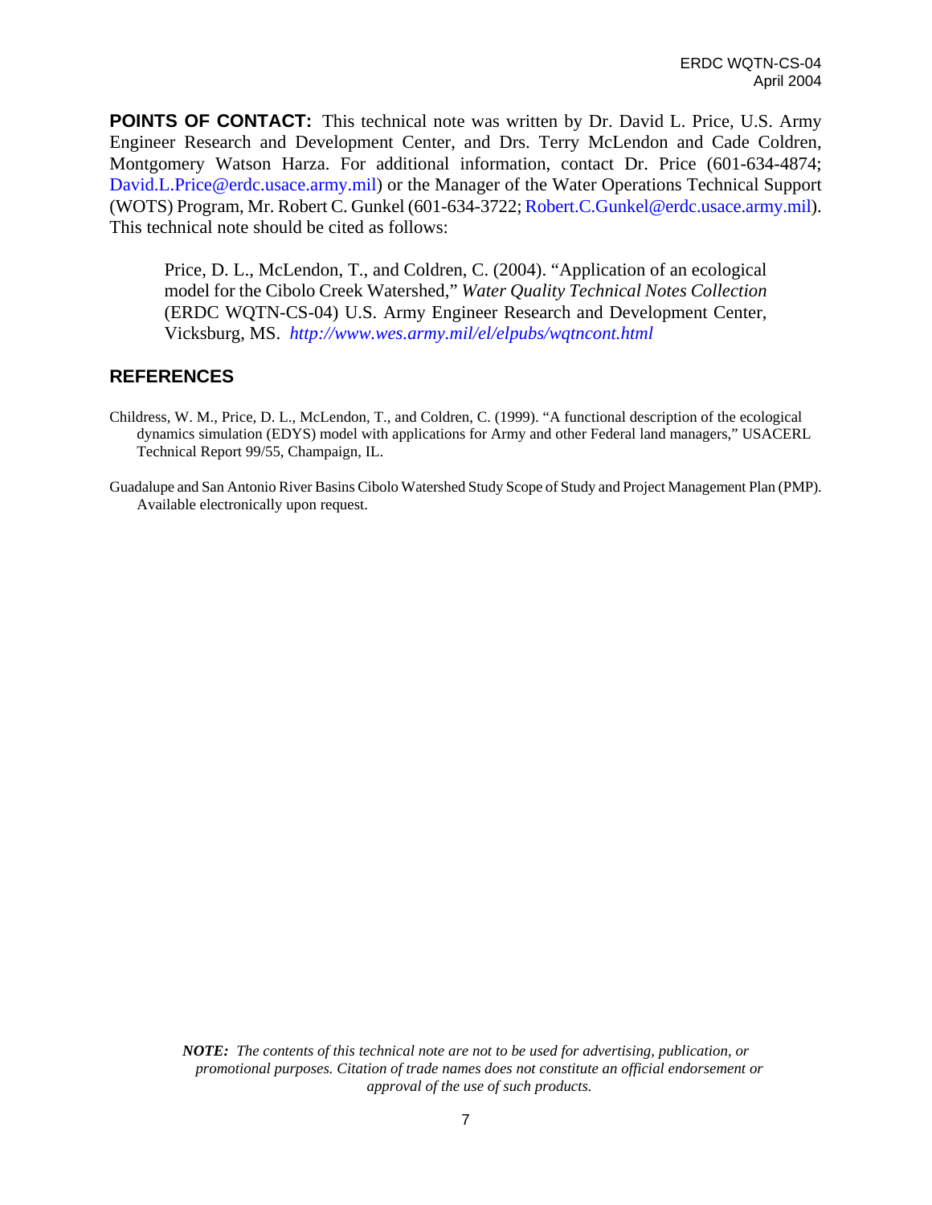**POINTS OF CONTACT:** This technical note was written by Dr. David L. Price, U.S. Army Engineer Research and Development Center, and Drs. Terry McLendon and Cade Coldren, Montgomery Watson Harza. For additional information, contact Dr. Price (601-634-4874; David.L.Price@erdc.usace.army.mil) or the Manager of the Water Operations Technical Support (WOTS) Program, Mr. Robert C. Gunkel (601-634-3722; Robert.C.Gunkel@erdc.usace.army.mil). This technical note should be cited as follows:

> Price, D. L., McLendon, T., and Coldren, C. (2004). "Application of an ecological model for the Cibolo Creek Watershed," *Water Quality Technical Notes Collection* (ERDC WQTN-CS-04) U.S. Army Engineer Research and Development Center, Vicksburg, MS. *http://www.wes.army.mil/el/elpubs/wqtncont.html*

## REFERENCES

Childress, W. M., Price, D. L., McLendon, T., and Coldren, C. (1999). "A functional description of the ecological dynamics simulation (EDYS) model with applications for Army and other Federal land managers," USACERL Technical Report 99/55, Champaign, IL.

Guadalupe and San Antonio River Basins Cibolo Watershed Study Scope of Study and Project Management Plan (PMP). Available electronically upon request.

***NOTE:** The contents of this technical note are not to be used for advertising, publication, or promotional purposes. Citation of trade names does not constitute an official endorsement or approval of the use of such products.*